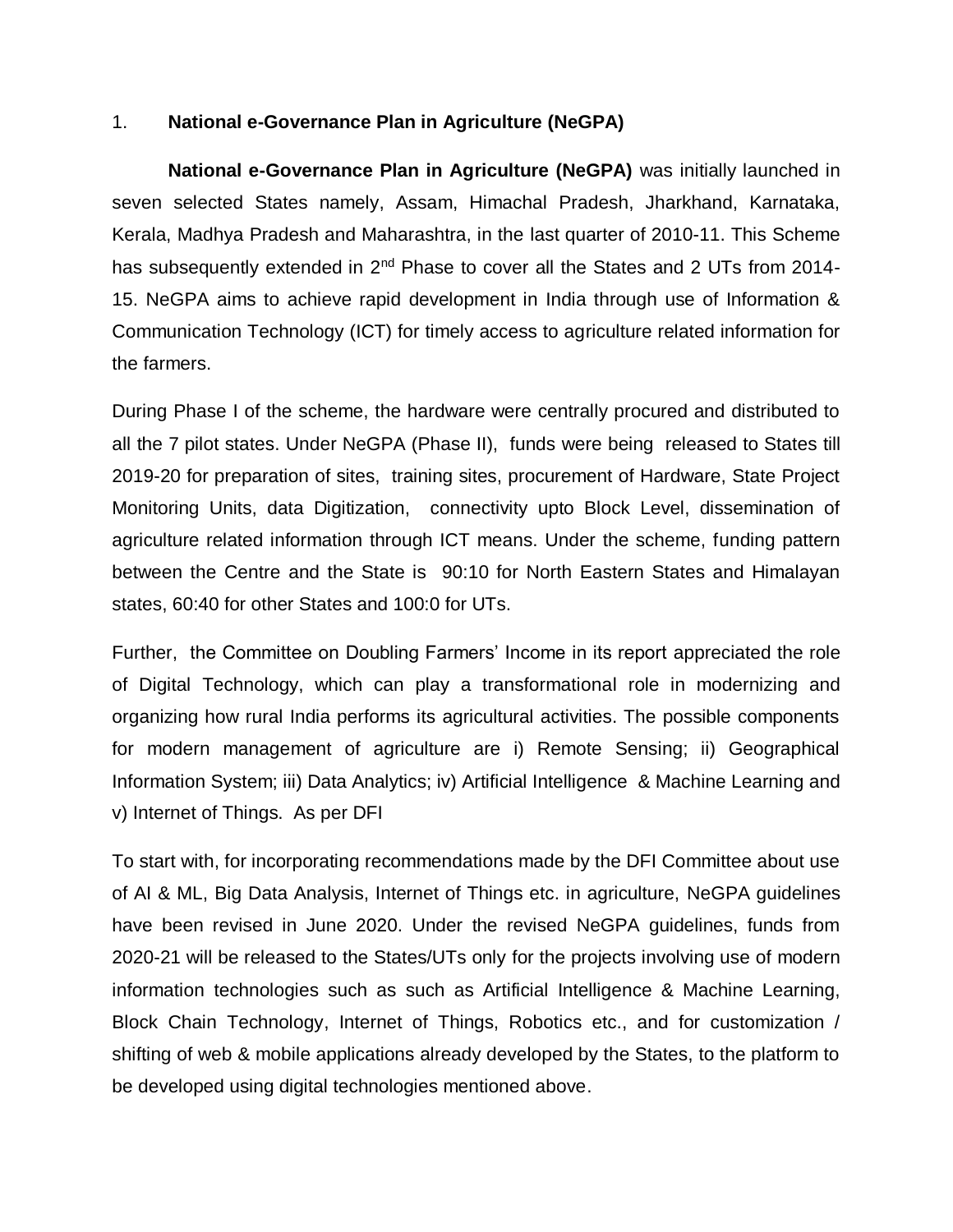1. **National e-Governance Plan in Agriculture (NeGPA)**

**National e-Governance Plan in Agriculture (NeGPA)** was initially launched in seven selected States namely, Assam, Himachal Pradesh, Jharkhand, Karnataka, Kerala, Madhya Pradesh and Maharashtra, in the last quarter of 2010-11. This Scheme has subsequently extended in 2nd Phase to cover all the States and 2 UTs from 2014-15. NeGPA aims to achieve rapid development in India through use of Information & Communication Technology (ICT) for timely access to agriculture related information for the farmers.

During Phase I of the scheme, the hardware were centrally procured and distributed to all the 7 pilot states. Under NeGPA (Phase II), funds were being released to States till 2019-20 for preparation of sites, training sites, procurement of Hardware, State Project Monitoring Units, data Digitization, connectivity upto Block Level, dissemination of agriculture related information through ICT means. Under the scheme, funding pattern between the Centre and the State is 90:10 for North Eastern States and Himalayan states, 60:40 for other States and 100:0 for UTs.

Further, the Committee on Doubling Farmers' Income in its report appreciated the role of Digital Technology, which can play a transformational role in modernizing and organizing how rural India performs its agricultural activities. The possible components for modern management of agriculture are i) Remote Sensing; ii) Geographical Information System; iii) Data Analytics; iv) Artificial Intelligence & Machine Learning and v) Internet of Things. As per DFI

To start with, for incorporating recommendations made by the DFI Committee about use of AI & ML, Big Data Analysis, Internet of Things etc. in agriculture, NeGPA guidelines have been revised in June 2020. Under the revised NeGPA guidelines, funds from 2020-21 will be released to the States/UTs only for the projects involving use of modern information technologies such as such as Artificial Intelligence & Machine Learning, Block Chain Technology, Internet of Things, Robotics etc., and for customization / shifting of web & mobile applications already developed by the States, to the platform to be developed using digital technologies mentioned above.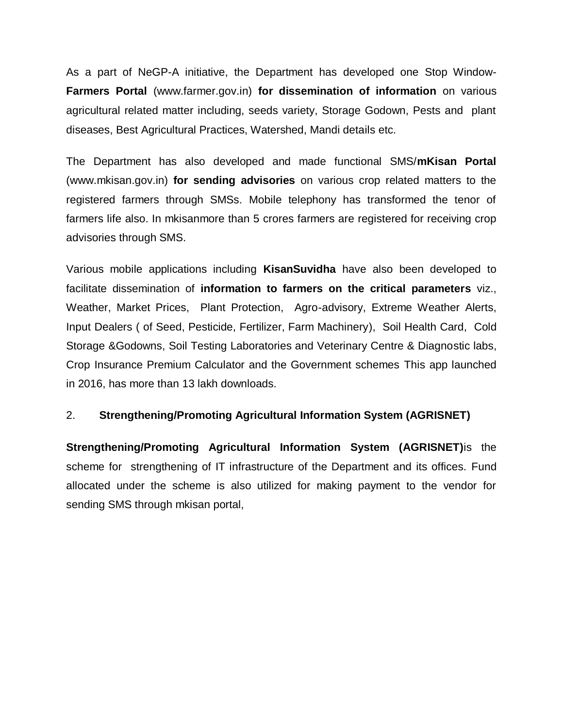As a part of NeGP-A initiative, the Department has developed one Stop Window- **Farmers Portal** (www.farmer.gov.in) **for dissemination of information** on various agricultural related matter including, seeds variety, Storage Godown, Pests and plant diseases, Best Agricultural Practices, Watershed, Mandi details etc.

The Department has also developed and made functional SMS/**mKisan Portal** (www.mkisan.gov.in) **for sending advisories** on various crop related matters to the registered farmers through SMSs. Mobile telephony has transformed the tenor of farmers life also. In mkisanmore than 5 crores farmers are registered for receiving crop advisories through SMS.

Various mobile applications including **KisanSuvidha** have also been developed to facilitate dissemination of **information to farmers on the critical parameters** viz., Weather, Market Prices, Plant Protection, Agro-advisory, Extreme Weather Alerts, Input Dealers ( of Seed, Pesticide, Fertilizer, Farm Machinery), Soil Health Card, Cold Storage &Godowns, Soil Testing Laboratories and Veterinary Centre & Diagnostic labs, Crop Insurance Premium Calculator and the Government schemes This app launched in 2016, has more than 13 lakh downloads.

## 2. Strengthening/Promoting Agricultural Information System (AGRISNET)

**Strengthening/Promoting Agricultural Information System (AGRISNET)**is the scheme for strengthening of IT infrastructure of the Department and its offices. Fund allocated under the scheme is also utilized for making payment to the vendor for sending SMS through mkisan portal,